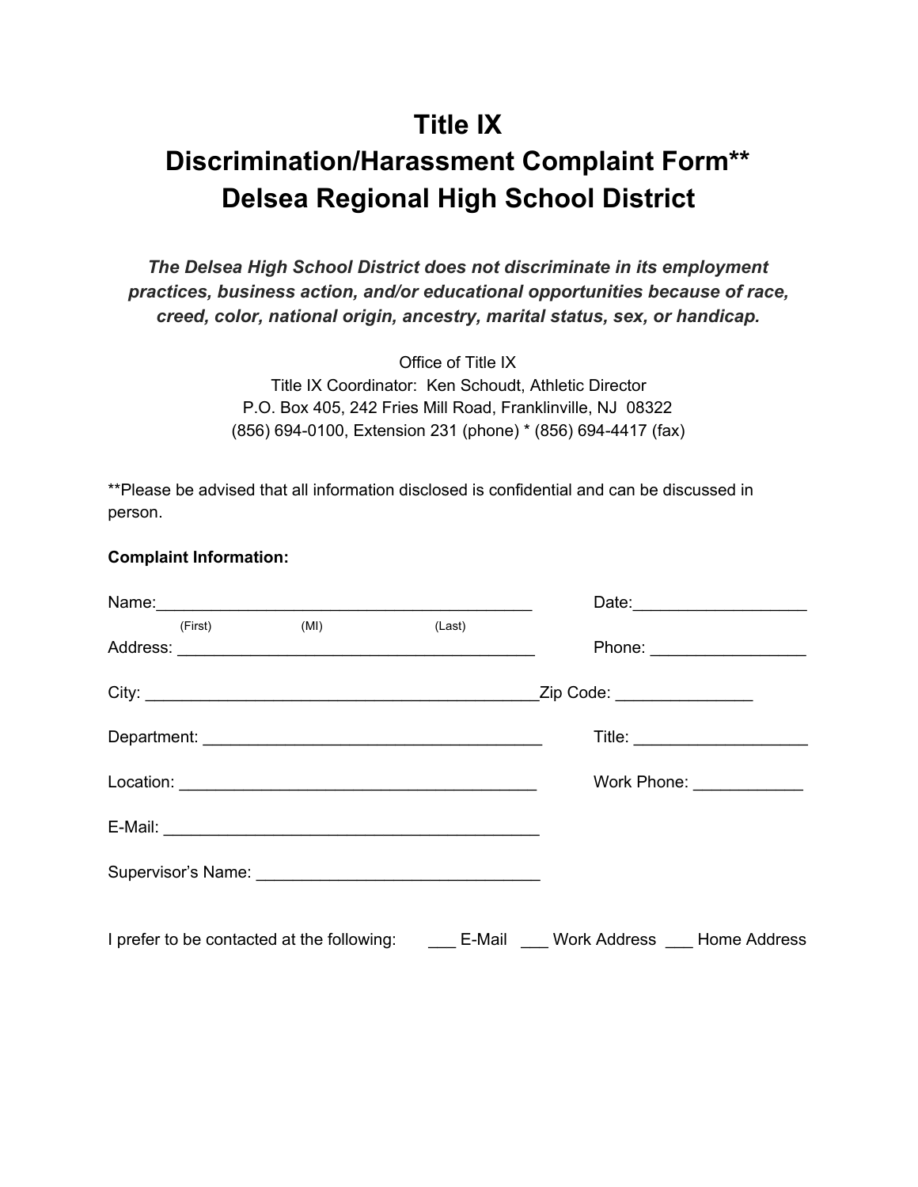# Title IX
# Discrimination/Harassment Complaint Form**
# Delsea Regional High School District

***The Delsea High School District does not discriminate in its employment practices, business action, and/or educational opportunities because of race, creed, color, national origin, ancestry, marital status, sex, or handicap.***

Office of Title IX
Title IX Coordinator: Ken Schoudt, Athletic Director
P.O. Box 405, 242 Fries Mill Road, Franklinville, NJ 08322
(856) 694-0100, Extension 231 (phone) * (856) 694-4417 (fax)

**Please be advised that all information disclosed is confidential and can be discussed in person.

**Complaint Information:**

Name:__________________________________________ Date:___________________
(First) (MI) (Last)

Address: ________________________________________ Phone: _________________

City: ____________________________________________Zip Code: _______________

Department: ______________________________________ Title: ___________________

Location: ________________________________________ Work Phone: ____________

E-Mail: __________________________________________

Supervisor's Name: _______________________________

I prefer to be contacted at the following: ___ E-Mail ___ Work Address ___ Home Address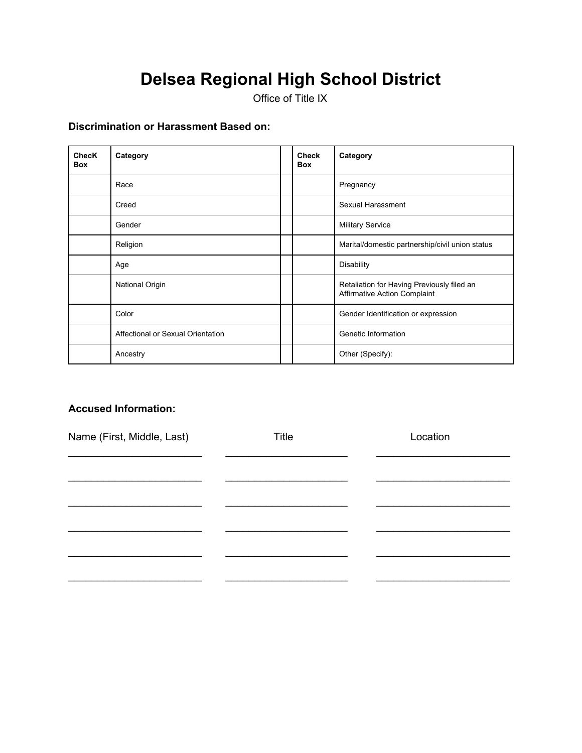# Delsea Regional High School District

Office of Title IX

### Discrimination or Harassment Based on:

| ChecK Box | Category | | Check Box | Category |
|---|---|---|---|---|
| | Race | | | Pregnancy |
| | Creed | | | Sexual Harassment |
| | Gender | | | Military Service |
| | Religion | | | Marital/domestic partnership/civil union status |
| | Age | | | Disability |
| | National Origin | | | Retaliation for Having Previously filed an Affirmative Action Complaint |
| | Color | | | Gender Identification or expression |
| | Affectional or Sexual Orientation | | | Genetic Information |
| | Ancestry | | | Other (Specify): |

### Accused Information:

| Name (First, Middle, Last) | Title | Location |
|---|---|---|
| ________________________ | ______________________ | ________________________ |
| ________________________ | ______________________ | ________________________ |
| ________________________ | ______________________ | ________________________ |
| ________________________ | ______________________ | ________________________ |
| ________________________ | ______________________ | ________________________ |
| ________________________ | ______________________ | ________________________ |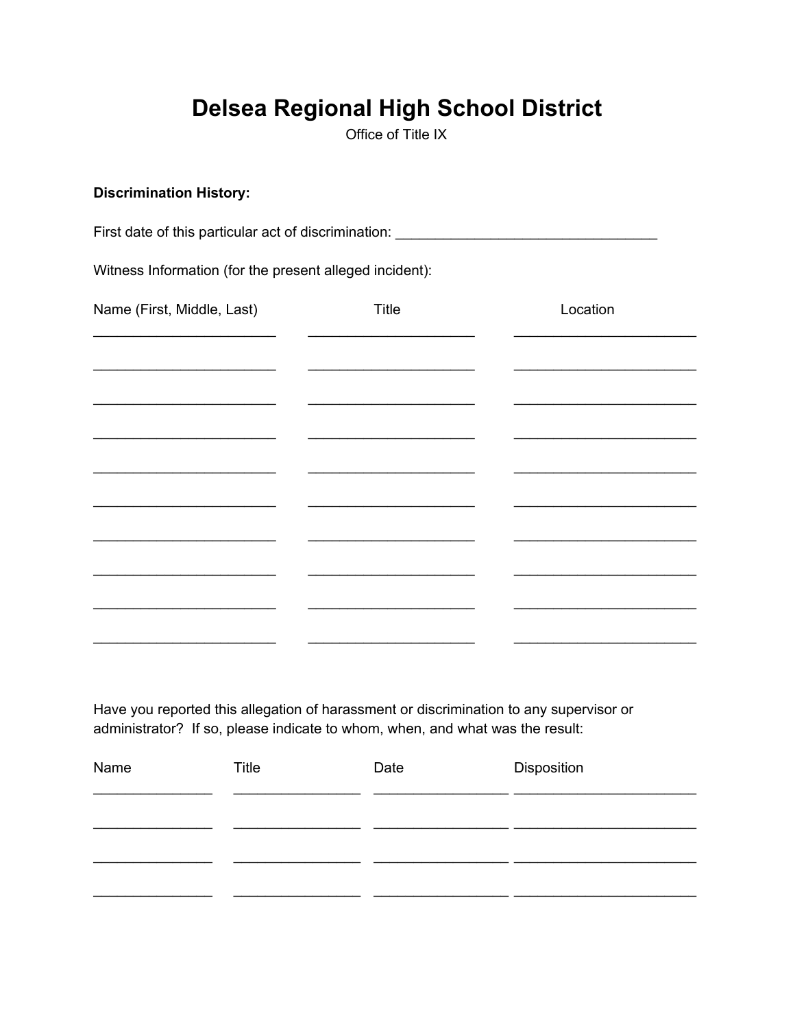# Delsea Regional High School District

Office of Title IX

**Discrimination History:**

First date of this particular act of discrimination: _________________________________

Witness Information (for the present alleged incident):

| Name (First, Middle, Last) | Title | Location |
|---|---|---|
| | | |
| | | |
| | | |
| | | |
| | | |
| | | |
| | | |
| | | |
| | | |
| | | |

Have you reported this allegation of harassment or discrimination to any supervisor or administrator? If so, please indicate to whom, when, and what was the result:

| Name | Title | Date | Disposition |
|---|---|---|---|
| | | | |
| | | | |
| | | | |
| | | | |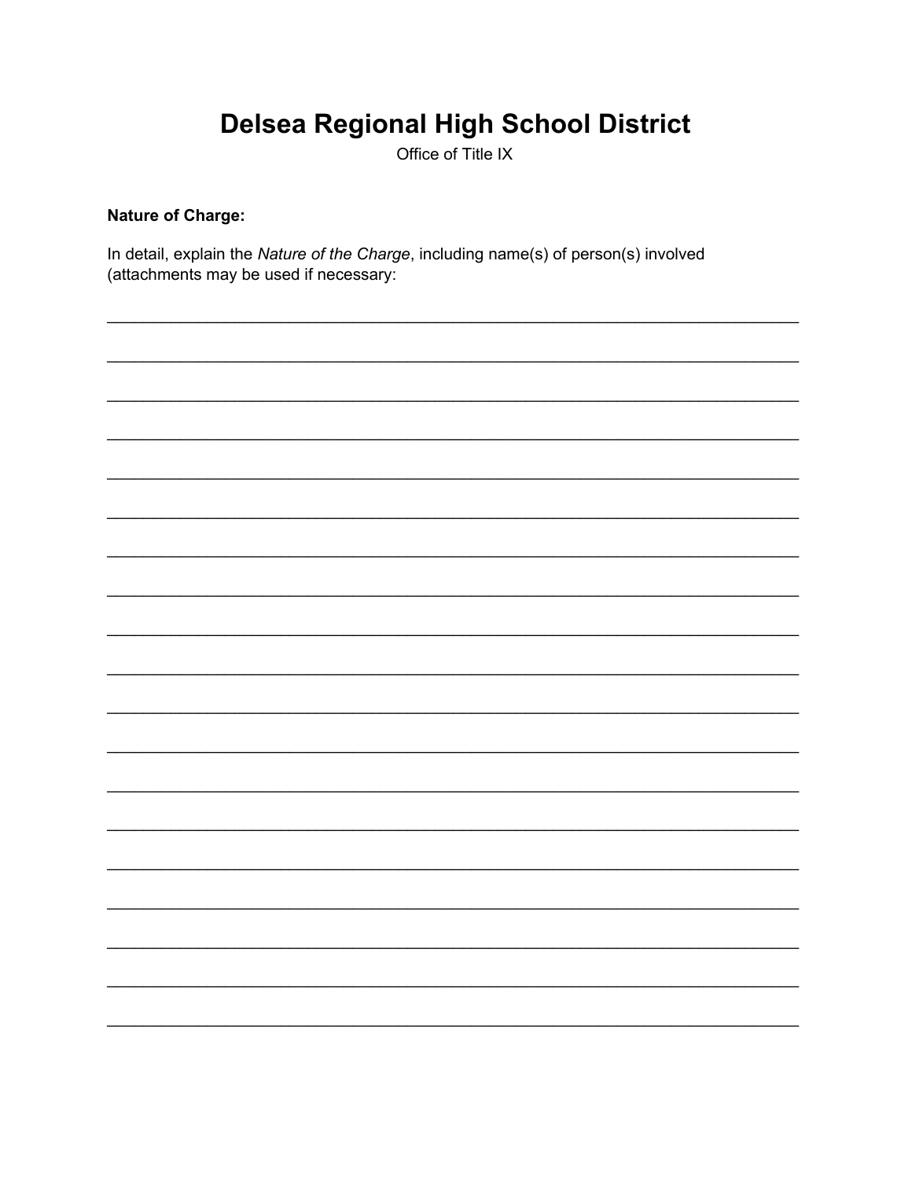# Delsea Regional High School District

Office of Title IX

**Nature of Charge:**

In detail, explain the *Nature of the Charge*, including name(s) of person(s) involved (attachments may be used if necessary:

\_\_\_\_\_\_\_\_\_\_\_\_\_\_\_\_\_\_\_\_\_\_\_\_\_\_\_\_\_\_\_\_\_\_\_\_\_\_\_\_\_\_\_\_\_\_\_\_\_\_\_\_\_\_\_\_\_\_\_\_\_\_\_\_\_\_\_\_\_\_\_\_

\_\_\_\_\_\_\_\_\_\_\_\_\_\_\_\_\_\_\_\_\_\_\_\_\_\_\_\_\_\_\_\_\_\_\_\_\_\_\_\_\_\_\_\_\_\_\_\_\_\_\_\_\_\_\_\_\_\_\_\_\_\_\_\_\_\_\_\_\_\_\_\_

\_\_\_\_\_\_\_\_\_\_\_\_\_\_\_\_\_\_\_\_\_\_\_\_\_\_\_\_\_\_\_\_\_\_\_\_\_\_\_\_\_\_\_\_\_\_\_\_\_\_\_\_\_\_\_\_\_\_\_\_\_\_\_\_\_\_\_\_\_\_\_\_

\_\_\_\_\_\_\_\_\_\_\_\_\_\_\_\_\_\_\_\_\_\_\_\_\_\_\_\_\_\_\_\_\_\_\_\_\_\_\_\_\_\_\_\_\_\_\_\_\_\_\_\_\_\_\_\_\_\_\_\_\_\_\_\_\_\_\_\_\_\_\_\_

\_\_\_\_\_\_\_\_\_\_\_\_\_\_\_\_\_\_\_\_\_\_\_\_\_\_\_\_\_\_\_\_\_\_\_\_\_\_\_\_\_\_\_\_\_\_\_\_\_\_\_\_\_\_\_\_\_\_\_\_\_\_\_\_\_\_\_\_\_\_\_\_

\_\_\_\_\_\_\_\_\_\_\_\_\_\_\_\_\_\_\_\_\_\_\_\_\_\_\_\_\_\_\_\_\_\_\_\_\_\_\_\_\_\_\_\_\_\_\_\_\_\_\_\_\_\_\_\_\_\_\_\_\_\_\_\_\_\_\_\_\_\_\_\_

\_\_\_\_\_\_\_\_\_\_\_\_\_\_\_\_\_\_\_\_\_\_\_\_\_\_\_\_\_\_\_\_\_\_\_\_\_\_\_\_\_\_\_\_\_\_\_\_\_\_\_\_\_\_\_\_\_\_\_\_\_\_\_\_\_\_\_\_\_\_\_\_

\_\_\_\_\_\_\_\_\_\_\_\_\_\_\_\_\_\_\_\_\_\_\_\_\_\_\_\_\_\_\_\_\_\_\_\_\_\_\_\_\_\_\_\_\_\_\_\_\_\_\_\_\_\_\_\_\_\_\_\_\_\_\_\_\_\_\_\_\_\_\_\_

\_\_\_\_\_\_\_\_\_\_\_\_\_\_\_\_\_\_\_\_\_\_\_\_\_\_\_\_\_\_\_\_\_\_\_\_\_\_\_\_\_\_\_\_\_\_\_\_\_\_\_\_\_\_\_\_\_\_\_\_\_\_\_\_\_\_\_\_\_\_\_\_

\_\_\_\_\_\_\_\_\_\_\_\_\_\_\_\_\_\_\_\_\_\_\_\_\_\_\_\_\_\_\_\_\_\_\_\_\_\_\_\_\_\_\_\_\_\_\_\_\_\_\_\_\_\_\_\_\_\_\_\_\_\_\_\_\_\_\_\_\_\_\_\_

\_\_\_\_\_\_\_\_\_\_\_\_\_\_\_\_\_\_\_\_\_\_\_\_\_\_\_\_\_\_\_\_\_\_\_\_\_\_\_\_\_\_\_\_\_\_\_\_\_\_\_\_\_\_\_\_\_\_\_\_\_\_\_\_\_\_\_\_\_\_\_\_

\_\_\_\_\_\_\_\_\_\_\_\_\_\_\_\_\_\_\_\_\_\_\_\_\_\_\_\_\_\_\_\_\_\_\_\_\_\_\_\_\_\_\_\_\_\_\_\_\_\_\_\_\_\_\_\_\_\_\_\_\_\_\_\_\_\_\_\_\_\_\_\_

\_\_\_\_\_\_\_\_\_\_\_\_\_\_\_\_\_\_\_\_\_\_\_\_\_\_\_\_\_\_\_\_\_\_\_\_\_\_\_\_\_\_\_\_\_\_\_\_\_\_\_\_\_\_\_\_\_\_\_\_\_\_\_\_\_\_\_\_\_\_\_\_

\_\_\_\_\_\_\_\_\_\_\_\_\_\_\_\_\_\_\_\_\_\_\_\_\_\_\_\_\_\_\_\_\_\_\_\_\_\_\_\_\_\_\_\_\_\_\_\_\_\_\_\_\_\_\_\_\_\_\_\_\_\_\_\_\_\_\_\_\_\_\_\_

\_\_\_\_\_\_\_\_\_\_\_\_\_\_\_\_\_\_\_\_\_\_\_\_\_\_\_\_\_\_\_\_\_\_\_\_\_\_\_\_\_\_\_\_\_\_\_\_\_\_\_\_\_\_\_\_\_\_\_\_\_\_\_\_\_\_\_\_\_\_\_\_

\_\_\_\_\_\_\_\_\_\_\_\_\_\_\_\_\_\_\_\_\_\_\_\_\_\_\_\_\_\_\_\_\_\_\_\_\_\_\_\_\_\_\_\_\_\_\_\_\_\_\_\_\_\_\_\_\_\_\_\_\_\_\_\_\_\_\_\_\_\_\_\_

\_\_\_\_\_\_\_\_\_\_\_\_\_\_\_\_\_\_\_\_\_\_\_\_\_\_\_\_\_\_\_\_\_\_\_\_\_\_\_\_\_\_\_\_\_\_\_\_\_\_\_\_\_\_\_\_\_\_\_\_\_\_\_\_\_\_\_\_\_\_\_\_

\_\_\_\_\_\_\_\_\_\_\_\_\_\_\_\_\_\_\_\_\_\_\_\_\_\_\_\_\_\_\_\_\_\_\_\_\_\_\_\_\_\_\_\_\_\_\_\_\_\_\_\_\_\_\_\_\_\_\_\_\_\_\_\_\_\_\_\_\_\_\_\_

\_\_\_\_\_\_\_\_\_\_\_\_\_\_\_\_\_\_\_\_\_\_\_\_\_\_\_\_\_\_\_\_\_\_\_\_\_\_\_\_\_\_\_\_\_\_\_\_\_\_\_\_\_\_\_\_\_\_\_\_\_\_\_\_\_\_\_\_\_\_\_\_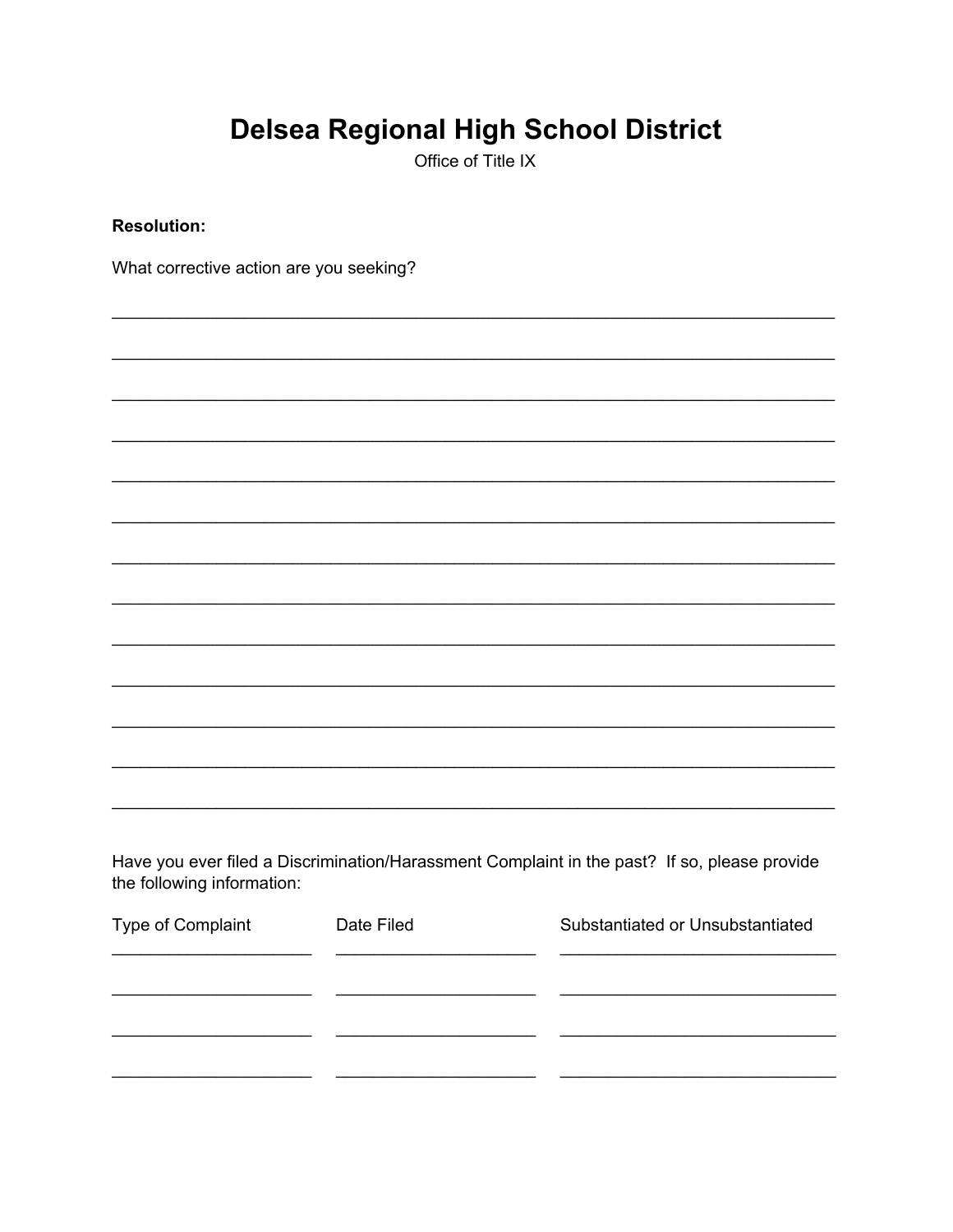# Delsea Regional High School District

Office of Title IX

**Resolution:**

What corrective action are you seeking?

_____________________________________________________________________________

_____________________________________________________________________________

_____________________________________________________________________________

_____________________________________________________________________________

_____________________________________________________________________________

_____________________________________________________________________________

_____________________________________________________________________________

_____________________________________________________________________________

_____________________________________________________________________________

_____________________________________________________________________________

_____________________________________________________________________________

_____________________________________________________________________________

_____________________________________________________________________________

Have you ever filed a Discrimination/Harassment Complaint in the past? If so, please provide the following information:

| Type of Complaint | Date Filed | Substantiated or Unsubstantiated |
|---|---|---|
| _____________________ | _____________________ | _____________________________ |
| _____________________ | _____________________ | _____________________________ |
| _____________________ | _____________________ | _____________________________ |
| _____________________ | _____________________ | _____________________________ |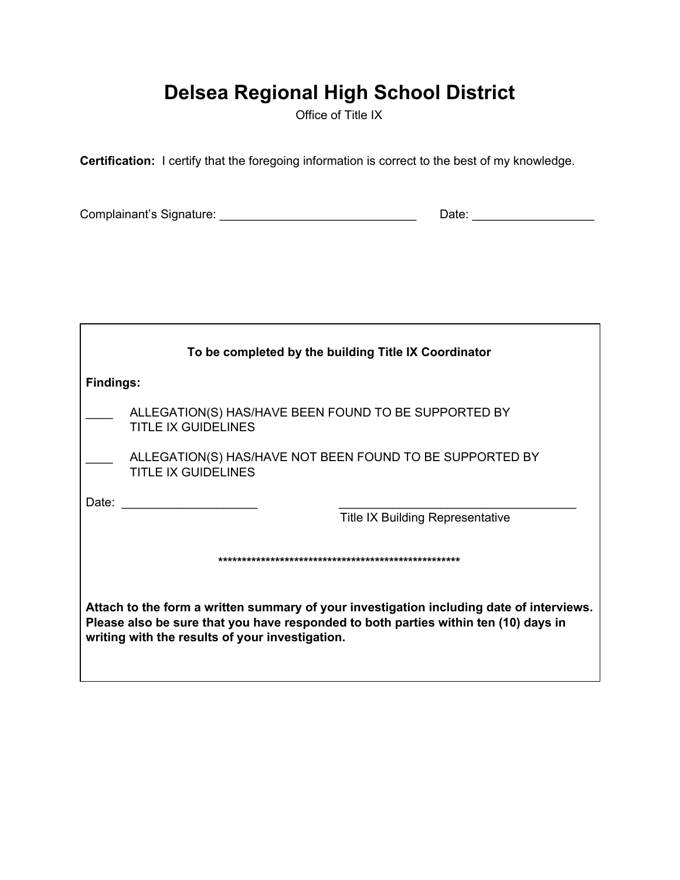# Delsea Regional High School District

Office of Title IX

**Certification:** I certify that the foregoing information is correct to the best of my knowledge.

Complainant's Signature: _____________________________ Date: _________________

**To be completed by the building Title IX Coordinator**

**Findings:**

____ ALLEGATION(S) HAS/HAVE BEEN FOUND TO BE SUPPORTED BY TITLE IX GUIDELINES

____ ALLEGATION(S) HAS/HAVE NOT BEEN FOUND TO BE SUPPORTED BY TITLE IX GUIDELINES

Date: ___________________ ___________________________________

Title IX Building Representative

******************************************************

**Attach to the form a written summary of your investigation including date of interviews. Please also be sure that you have responded to both parties within ten (10) days in writing with the results of your investigation.**